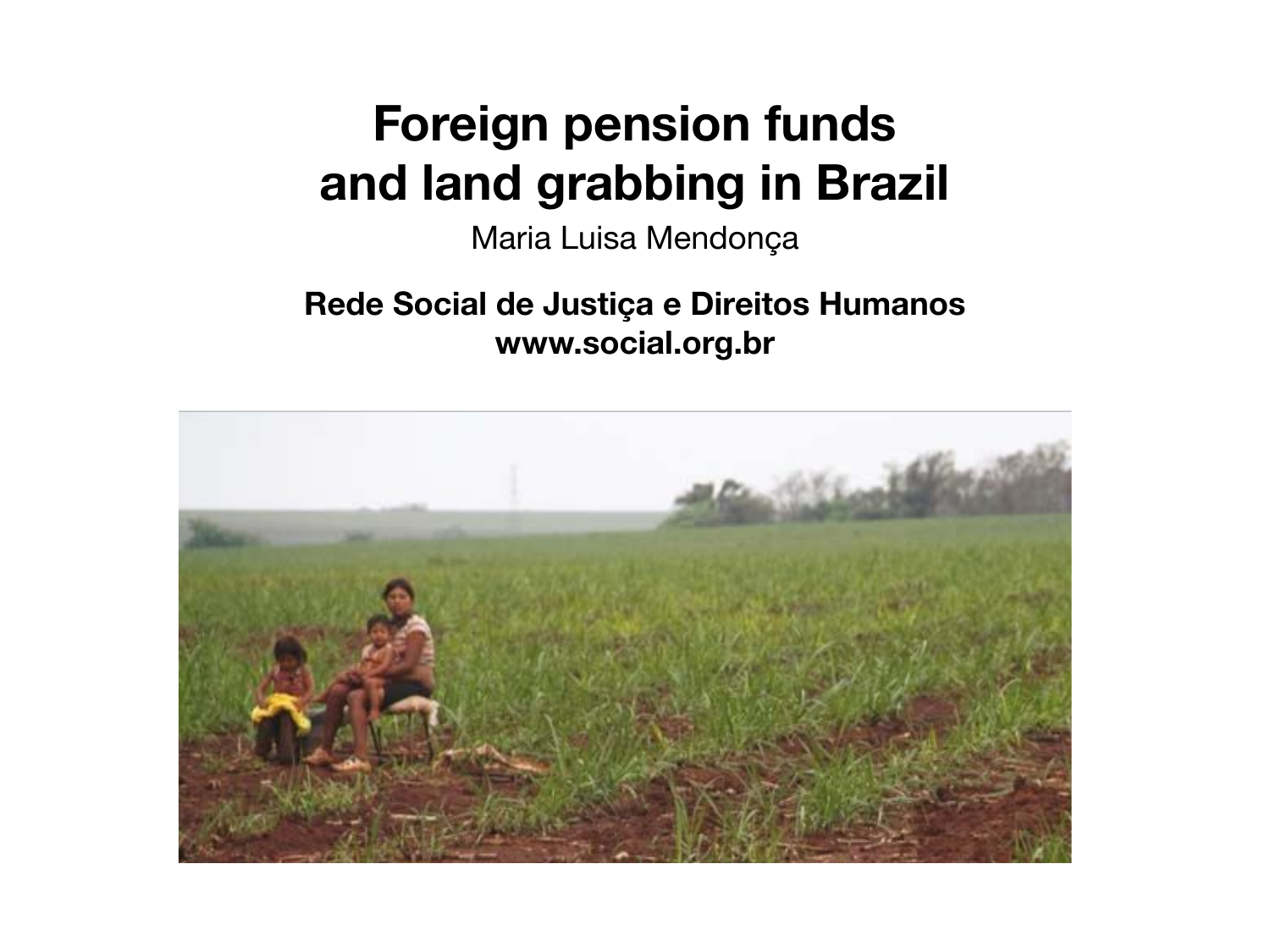# Foreign pension funds and land grabbing in Brazil

Maria Luisa Mendonça

**Rede Social de Justiça e Direitos Humanos**
**www.social.org.br**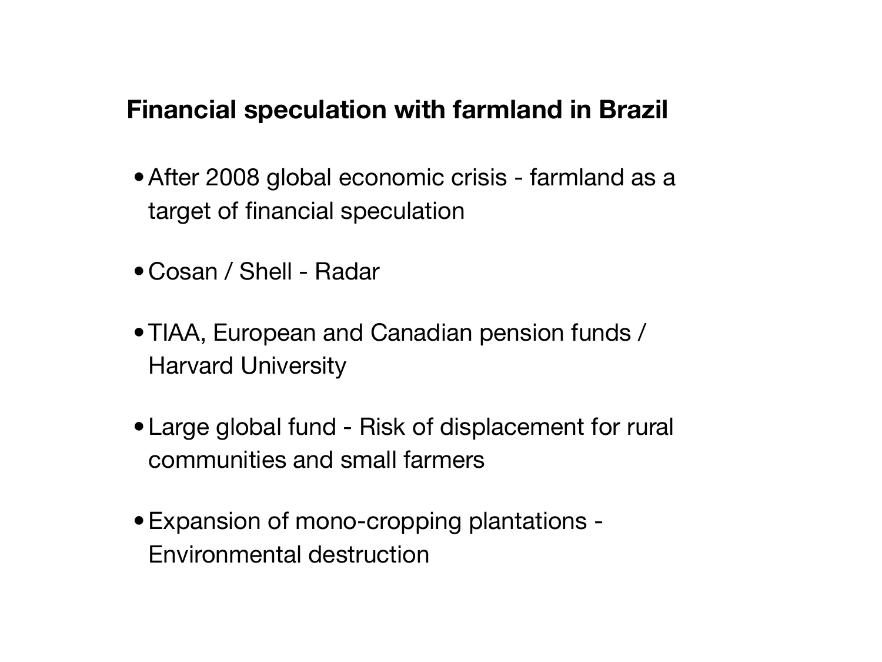## Financial speculation with farmland in Brazil

- After 2008 global economic crisis - farmland as a target of financial speculation
- Cosan / Shell - Radar
- TIAA, European and Canadian pension funds / Harvard University
- Large global fund - Risk of displacement for rural communities and small farmers
- Expansion of mono-cropping plantations - Environmental destruction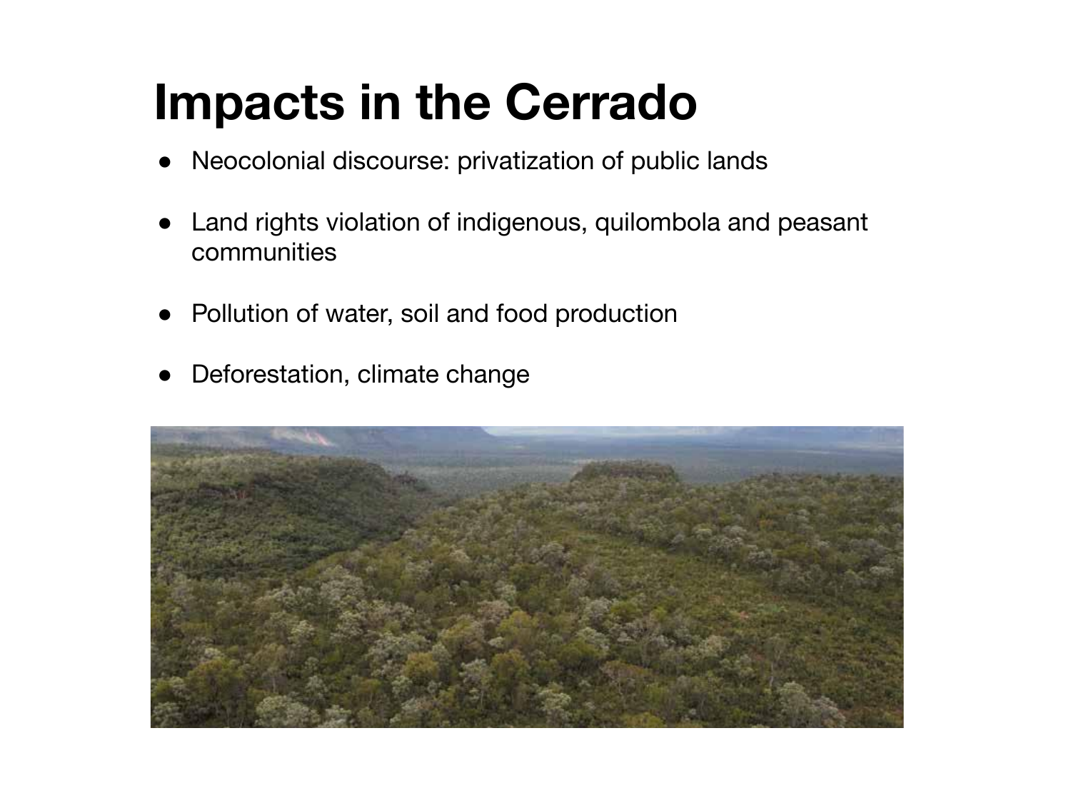# Impacts in the Cerrado

- Neocolonial discourse: privatization of public lands
- Land rights violation of indigenous, quilombola and peasant communities
- Pollution of water, soil and food production
- Deforestation, climate change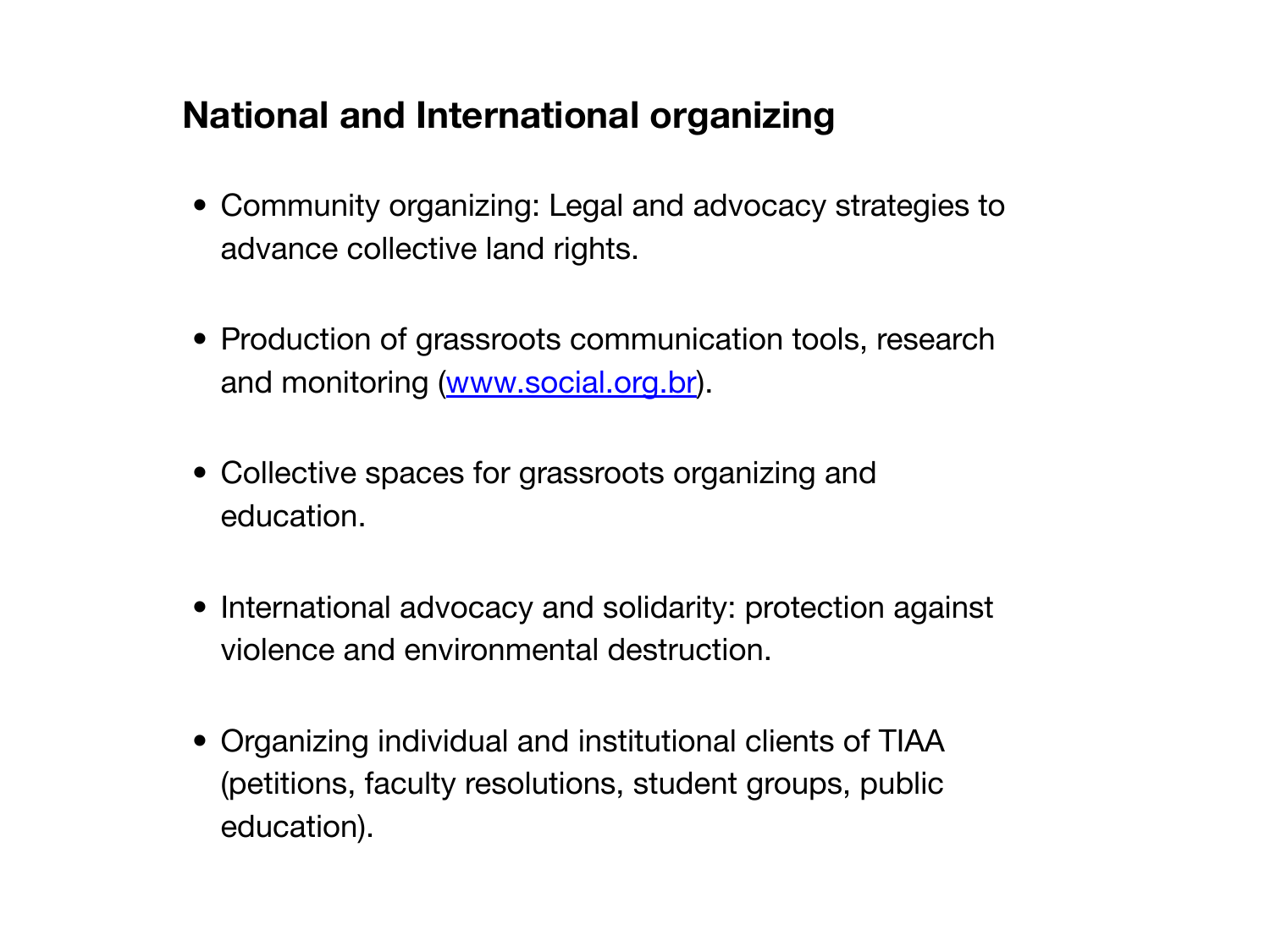## National and International organizing

- Community organizing: Legal and advocacy strategies to advance collective land rights.

- Production of grassroots communication tools, research and monitoring ([www.social.org.br](http://www.social.org.br)).

- Collective spaces for grassroots organizing and education.

- International advocacy and solidarity: protection against violence and environmental destruction.

- Organizing individual and institutional clients of TIAA (petitions, faculty resolutions, student groups, public education).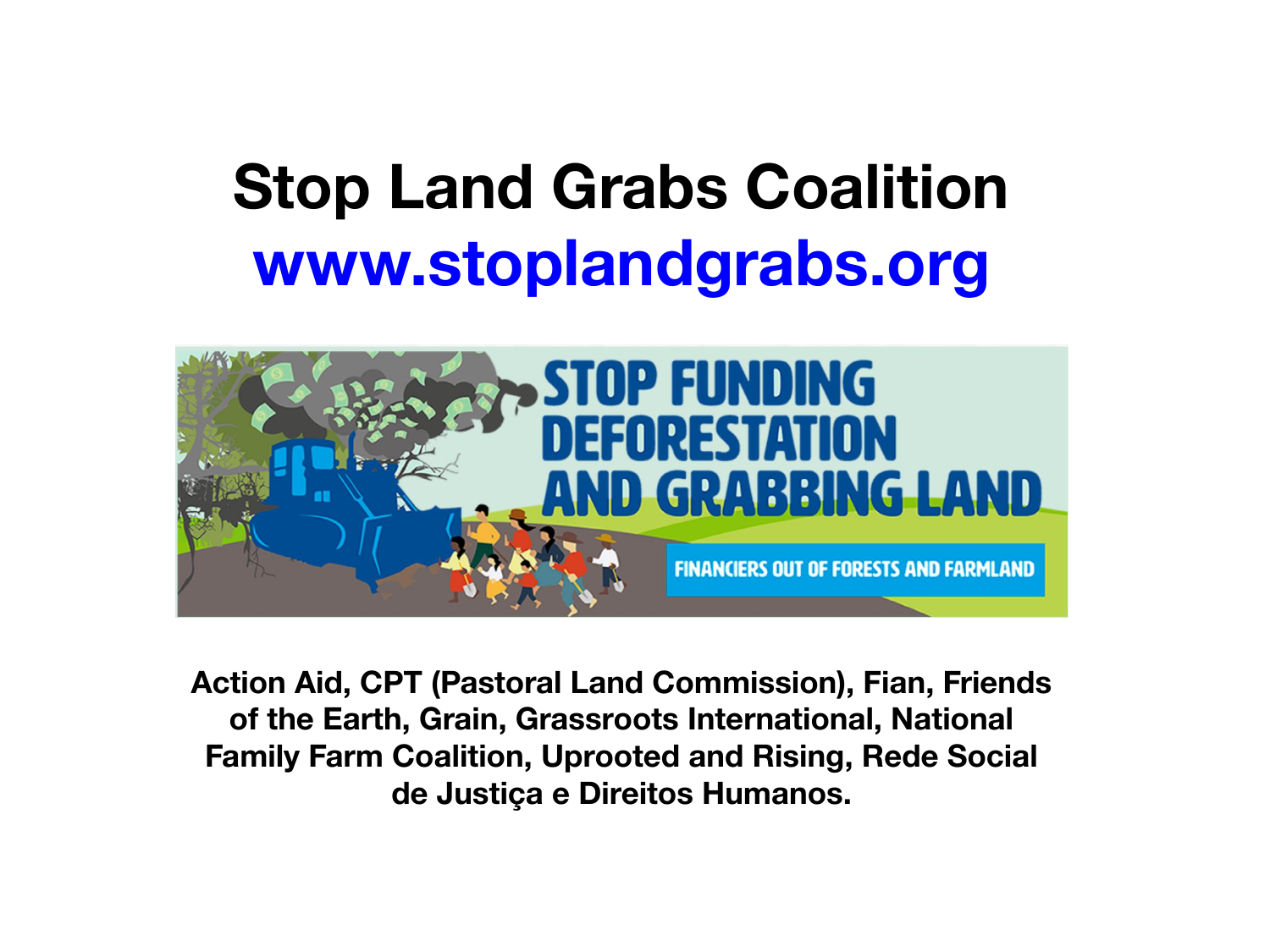# Stop Land Grabs Coalition

**www.stoplandgrabs.org**

**Action Aid, CPT (Pastoral Land Commission), Fian, Friends of the Earth, Grain, Grassroots International, National Family Farm Coalition, Uprooted and Rising, Rede Social de Justiça e Direitos Humanos.**